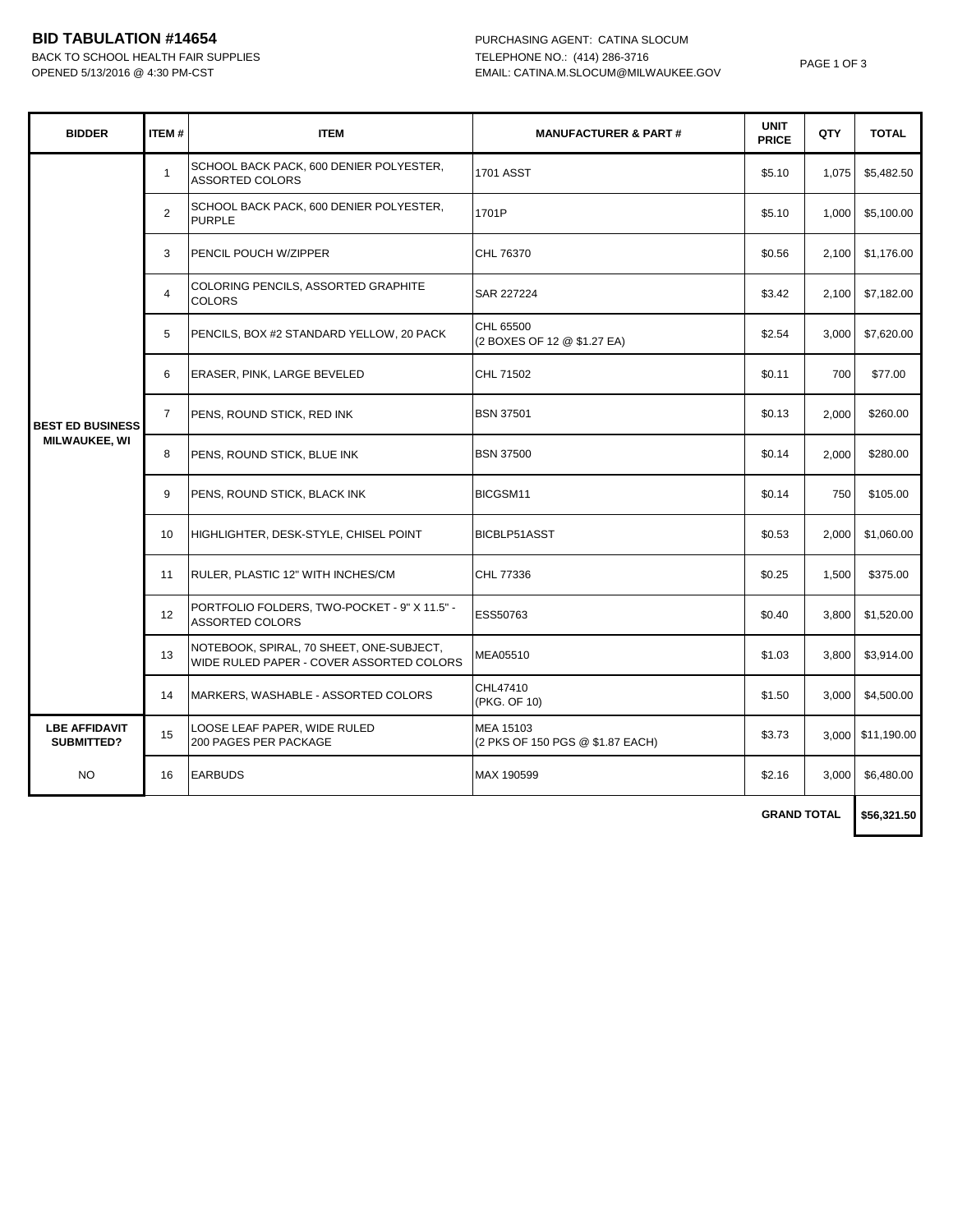# BID TABULATION #14654

BACK TO SCHOOL HEALTH FAIR SUPPLIES
OPENED 5/13/2016 @ 4:30 PM-CST

PURCHASING AGENT: CATINA SLOCUM
TELEPHONE NO.: (414) 286-3716
EMAIL: CATINA.M.SLOCUM@MILWAUKEE.GOV

| BIDDER | ITEM # | ITEM | MANUFACTURER & PART # | UNIT PRICE | QTY | TOTAL |
|---|---|---|---|---|---|---|
| BEST ED BUSINESS MILWAUKEE, WI | 1 | SCHOOL BACK PACK, 600 DENIER POLYESTER, ASSORTED COLORS | 1701 ASST | $5.10 | 1,075 | $5,482.50 |
| | 2 | SCHOOL BACK PACK, 600 DENIER POLYESTER, PURPLE | 1701P | $5.10 | 1,000 | $5,100.00 |
| | 3 | PENCIL POUCH W/ZIPPER | CHL 76370 | $0.56 | 2,100 | $1,176.00 |
| | 4 | COLORING PENCILS, ASSORTED GRAPHITE COLORS | SAR 227224 | $3.42 | 2,100 | $7,182.00 |
| | 5 | PENCILS, BOX #2 STANDARD YELLOW, 20 PACK | CHL 65500 (2 BOXES OF 12 @ $1.27 EA) | $2.54 | 3,000 | $7,620.00 |
| | 6 | ERASER, PINK, LARGE BEVELED | CHL 71502 | $0.11 | 700 | $77.00 |
| | 7 | PENS, ROUND STICK, RED INK | BSN 37501 | $0.13 | 2,000 | $260.00 |
| | 8 | PENS, ROUND STICK, BLUE INK | BSN 37500 | $0.14 | 2,000 | $280.00 |
| | 9 | PENS, ROUND STICK, BLACK INK | BICGSM11 | $0.14 | 750 | $105.00 |
| | 10 | HIGHLIGHTER, DESK-STYLE, CHISEL POINT | BICBLP51ASST | $0.53 | 2,000 | $1,060.00 |
| | 11 | RULER, PLASTIC 12" WITH INCHES/CM | CHL 77336 | $0.25 | 1,500 | $375.00 |
| | 12 | PORTFOLIO FOLDERS, TWO-POCKET - 9" X 11.5" - ASSORTED COLORS | ESS50763 | $0.40 | 3,800 | $1,520.00 |
| | 13 | NOTEBOOK, SPIRAL, 70 SHEET, ONE-SUBJECT, WIDE RULED PAPER - COVER ASSORTED COLORS | MEA05510 | $1.03 | 3,800 | $3,914.00 |
| | 14 | MARKERS, WASHABLE - ASSORTED COLORS | CHL47410 (PKG. OF 10) | $1.50 | 3,000 | $4,500.00 |
| LBE AFFIDAVIT SUBMITTED? | 15 | LOOSE LEAF PAPER, WIDE RULED 200 PAGES PER PACKAGE | MEA 15103 (2 PKS OF 150 PGS @ $1.87 EACH) | $3.73 | 3,000 | $11,190.00 |
| NO | 16 | EARBUDS | MAX 190599 | $2.16 | 3,000 | $6,480.00 |
| | | | | GRAND TOTAL | | $56,321.50 |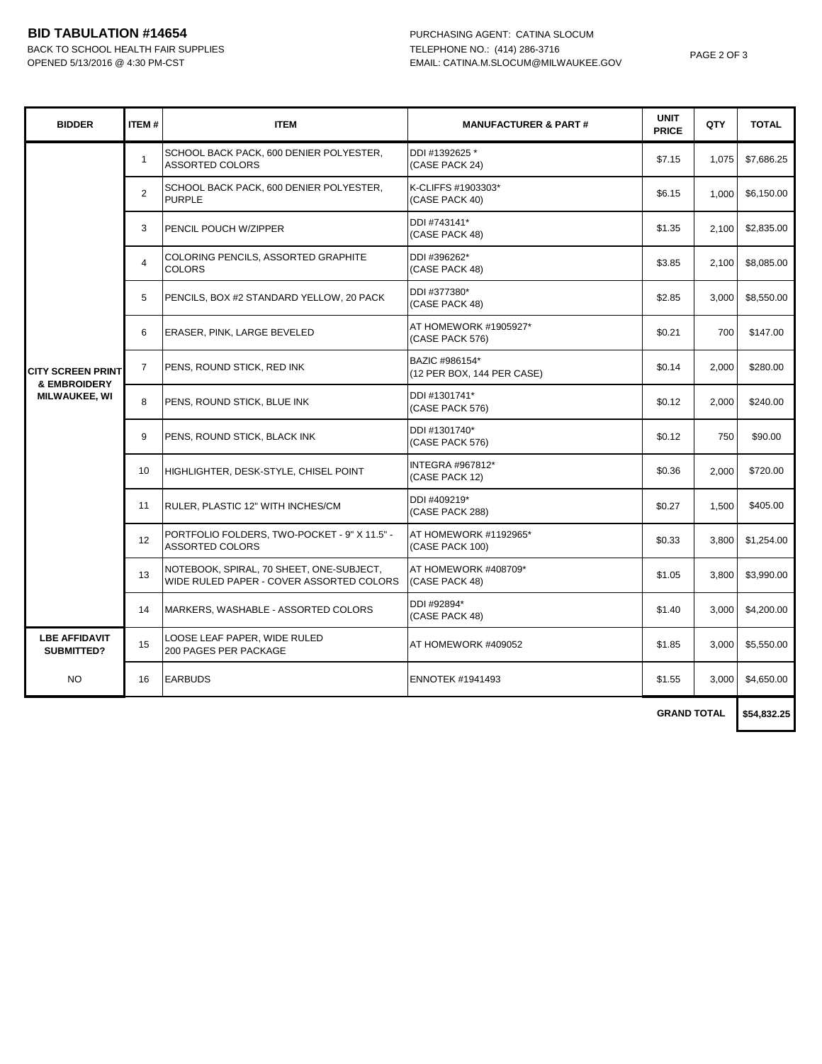**BID TABULATION #14654**
BACK TO SCHOOL HEALTH FAIR SUPPLIES
OPENED 5/13/2016 @ 4:30 PM-CST

PURCHASING AGENT: CATINA SLOCUM
TELEPHONE NO.: (414) 286-3716
EMAIL: CATINA.M.SLOCUM@MILWAUKEE.GOV

| BIDDER | ITEM # | ITEM | MANUFACTURER & PART # | UNIT PRICE | QTY | TOTAL |
|---|---|---|---|---|---|---|
| **CITY SCREEN PRINT & EMBROIDERY MILWAUKEE, WI** | 1 | SCHOOL BACK PACK, 600 DENIER POLYESTER, ASSORTED COLORS | DDI #1392625 * (CASE PACK 24) | $7.15 | 1,075 | $7,686.25 |
| | 2 | SCHOOL BACK PACK, 600 DENIER POLYESTER, PURPLE | K-CLIFFS #1903303* (CASE PACK 40) | $6.15 | 1,000 | $6,150.00 |
| | 3 | PENCIL POUCH W/ZIPPER | DDI #743141* (CASE PACK 48) | $1.35 | 2,100 | $2,835.00 |
| | 4 | COLORING PENCILS, ASSORTED GRAPHITE COLORS | DDI #396262* (CASE PACK 48) | $3.85 | 2,100 | $8,085.00 |
| | 5 | PENCILS, BOX #2 STANDARD YELLOW, 20 PACK | DDI #377380* (CASE PACK 48) | $2.85 | 3,000 | $8,550.00 |
| | 6 | ERASER, PINK, LARGE BEVELED | AT HOMEWORK #1905927* (CASE PACK 576) | $0.21 | 700 | $147.00 |
| | 7 | PENS, ROUND STICK, RED INK | BAZIC #986154* (12 PER BOX, 144 PER CASE) | $0.14 | 2,000 | $280.00 |
| | 8 | PENS, ROUND STICK, BLUE INK | DDI #1301741* (CASE PACK 576) | $0.12 | 2,000 | $240.00 |
| | 9 | PENS, ROUND STICK, BLACK INK | DDI #1301740* (CASE PACK 576) | $0.12 | 750 | $90.00 |
| | 10 | HIGHLIGHTER, DESK-STYLE, CHISEL POINT | INTEGRA #967812* (CASE PACK 12) | $0.36 | 2,000 | $720.00 |
| | 11 | RULER, PLASTIC 12" WITH INCHES/CM | DDI #409219* (CASE PACK 288) | $0.27 | 1,500 | $405.00 |
| | 12 | PORTFOLIO FOLDERS, TWO-POCKET - 9" X 11.5" - ASSORTED COLORS | AT HOMEWORK #1192965* (CASE PACK 100) | $0.33 | 3,800 | $1,254.00 |
| | 13 | NOTEBOOK, SPIRAL, 70 SHEET, ONE-SUBJECT, WIDE RULED PAPER - COVER ASSORTED COLORS | AT HOMEWORK #408709* (CASE PACK 48) | $1.05 | 3,800 | $3,990.00 |
| | 14 | MARKERS, WASHABLE - ASSORTED COLORS | DDI #92894* (CASE PACK 48) | $1.40 | 3,000 | $4,200.00 |
| **LBE AFFIDAVIT SUBMITTED?** | 15 | LOOSE LEAF PAPER, WIDE RULED 200 PAGES PER PACKAGE | AT HOMEWORK #409052 | $1.85 | 3,000 | $5,550.00 |
| NO | 16 | EARBUDS | ENNOTEK #1941493 | $1.55 | 3,000 | $4,650.00 |
| | | | | **GRAND TOTAL** | | **$54,832.25** |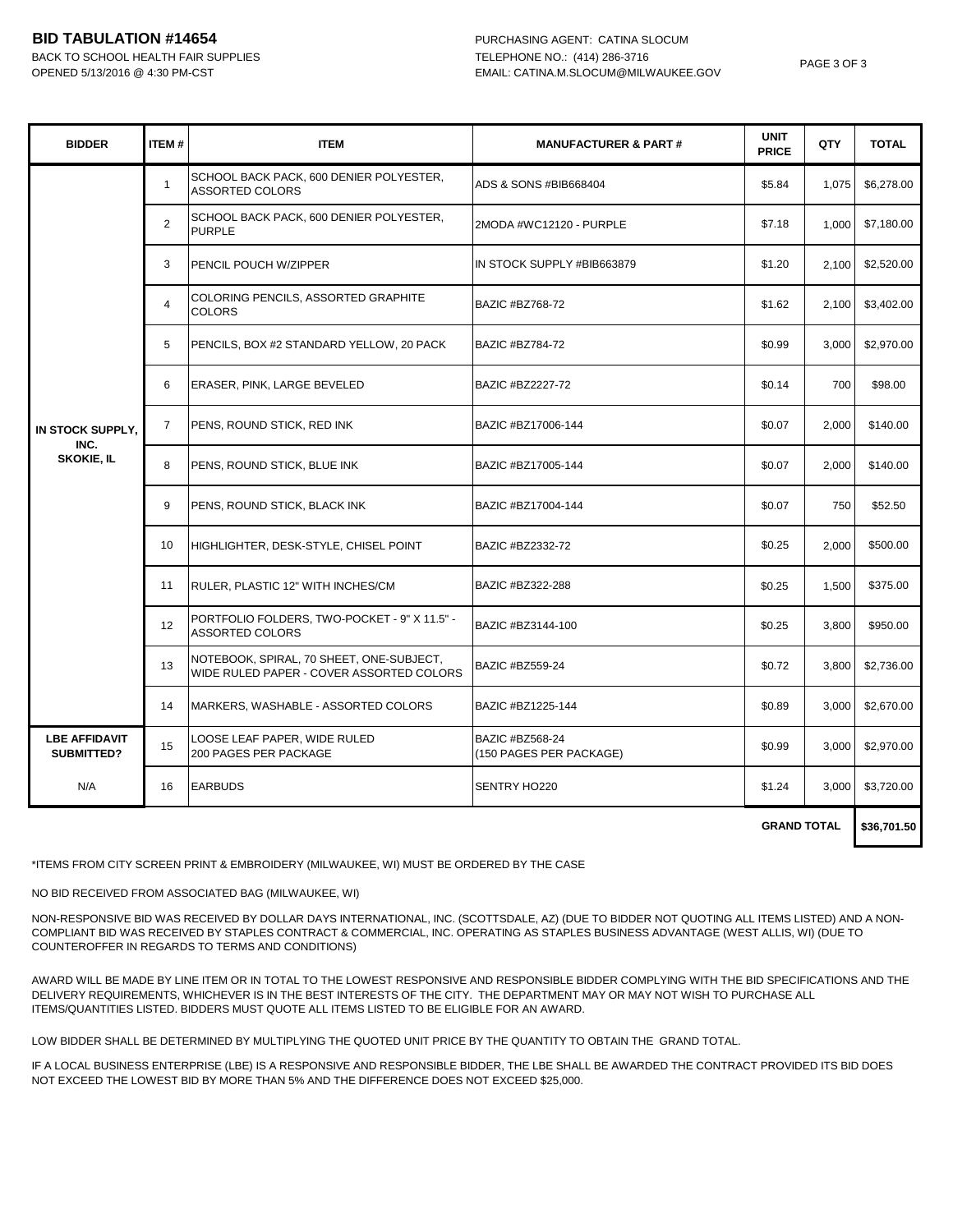**BID TABULATION #14654**
BACK TO SCHOOL HEALTH FAIR SUPPLIES
OPENED 5/13/2016 @ 4:30 PM-CST

PURCHASING AGENT: CATINA SLOCUM
TELEPHONE NO.: (414) 286-3716
EMAIL: CATINA.M.SLOCUM@MILWAUKEE.GOV

| BIDDER | ITEM # | ITEM | MANUFACTURER & PART # | UNIT PRICE | QTY | TOTAL |
|---|---|---|---|---|---|---|
| IN STOCK SUPPLY, INC. SKOKIE, IL | 1 | SCHOOL BACK PACK, 600 DENIER POLYESTER, ASSORTED COLORS | ADS & SONS #BIB668404 | $5.84 | 1,075 | $6,278.00 |
| | 2 | SCHOOL BACK PACK, 600 DENIER POLYESTER, PURPLE | 2MODA #WC12120 - PURPLE | $7.18 | 1,000 | $7,180.00 |
| | 3 | PENCIL POUCH W/ZIPPER | IN STOCK SUPPLY #BIB663879 | $1.20 | 2,100 | $2,520.00 |
| | 4 | COLORING PENCILS, ASSORTED GRAPHITE COLORS | BAZIC #BZ768-72 | $1.62 | 2,100 | $3,402.00 |
| | 5 | PENCILS, BOX #2 STANDARD YELLOW, 20 PACK | BAZIC #BZ784-72 | $0.99 | 3,000 | $2,970.00 |
| | 6 | ERASER, PINK, LARGE BEVELED | BAZIC #BZ2227-72 | $0.14 | 700 | $98.00 |
| | 7 | PENS, ROUND STICK, RED INK | BAZIC #BZ17006-144 | $0.07 | 2,000 | $140.00 |
| | 8 | PENS, ROUND STICK, BLUE INK | BAZIC #BZ17005-144 | $0.07 | 2,000 | $140.00 |
| | 9 | PENS, ROUND STICK, BLACK INK | BAZIC #BZ17004-144 | $0.07 | 750 | $52.50 |
| | 10 | HIGHLIGHTER, DESK-STYLE, CHISEL POINT | BAZIC #BZ2332-72 | $0.25 | 2,000 | $500.00 |
| | 11 | RULER, PLASTIC 12" WITH INCHES/CM | BAZIC #BZ322-288 | $0.25 | 1,500 | $375.00 |
| | 12 | PORTFOLIO FOLDERS, TWO-POCKET - 9" X 11.5" - ASSORTED COLORS | BAZIC #BZ3144-100 | $0.25 | 3,800 | $950.00 |
| | 13 | NOTEBOOK, SPIRAL, 70 SHEET, ONE-SUBJECT, WIDE RULED PAPER - COVER ASSORTED COLORS | BAZIC #BZ559-24 | $0.72 | 3,800 | $2,736.00 |
| | 14 | MARKERS, WASHABLE - ASSORTED COLORS | BAZIC #BZ1225-144 | $0.89 | 3,000 | $2,670.00 |
| LBE AFFIDAVIT SUBMITTED? | 15 | LOOSE LEAF PAPER, WIDE RULED 200 PAGES PER PACKAGE | BAZIC #BZ568-24 (150 PAGES PER PACKAGE) | $0.99 | 3,000 | $2,970.00 |
| N/A | 16 | EARBUDS | SENTRY HO220 | $1.24 | 3,000 | $3,720.00 |
| | | | | GRAND TOTAL | | $36,701.50 |

*ITEMS FROM CITY SCREEN PRINT & EMBROIDERY (MILWAUKEE, WI) MUST BE ORDERED BY THE CASE

NO BID RECEIVED FROM ASSOCIATED BAG (MILWAUKEE, WI)

NON-RESPONSIVE BID WAS RECEIVED BY DOLLAR DAYS INTERNATIONAL, INC. (SCOTTSDALE, AZ) (DUE TO BIDDER NOT QUOTING ALL ITEMS LISTED) AND A NON-COMPLIANT BID WAS RECEIVED BY STAPLES CONTRACT & COMMERCIAL, INC. OPERATING AS STAPLES BUSINESS ADVANTAGE (WEST ALLIS, WI) (DUE TO COUNTEROFFER IN REGARDS TO TERMS AND CONDITIONS)

AWARD WILL BE MADE BY LINE ITEM OR IN TOTAL TO THE LOWEST RESPONSIVE AND RESPONSIBLE BIDDER COMPLYING WITH THE BID SPECIFICATIONS AND THE DELIVERY REQUIREMENTS, WHICHEVER IS IN THE BEST INTERESTS OF THE CITY. THE DEPARTMENT MAY OR MAY NOT WISH TO PURCHASE ALL ITEMS/QUANTITIES LISTED. BIDDERS MUST QUOTE ALL ITEMS LISTED TO BE ELIGIBLE FOR AN AWARD.

LOW BIDDER SHALL BE DETERMINED BY MULTIPLYING THE QUOTED UNIT PRICE BY THE QUANTITY TO OBTAIN THE GRAND TOTAL.

IF A LOCAL BUSINESS ENTERPRISE (LBE) IS A RESPONSIVE AND RESPONSIBLE BIDDER, THE LBE SHALL BE AWARDED THE CONTRACT PROVIDED ITS BID DOES NOT EXCEED THE LOWEST BID BY MORE THAN 5% AND THE DIFFERENCE DOES NOT EXCEED $25,000.